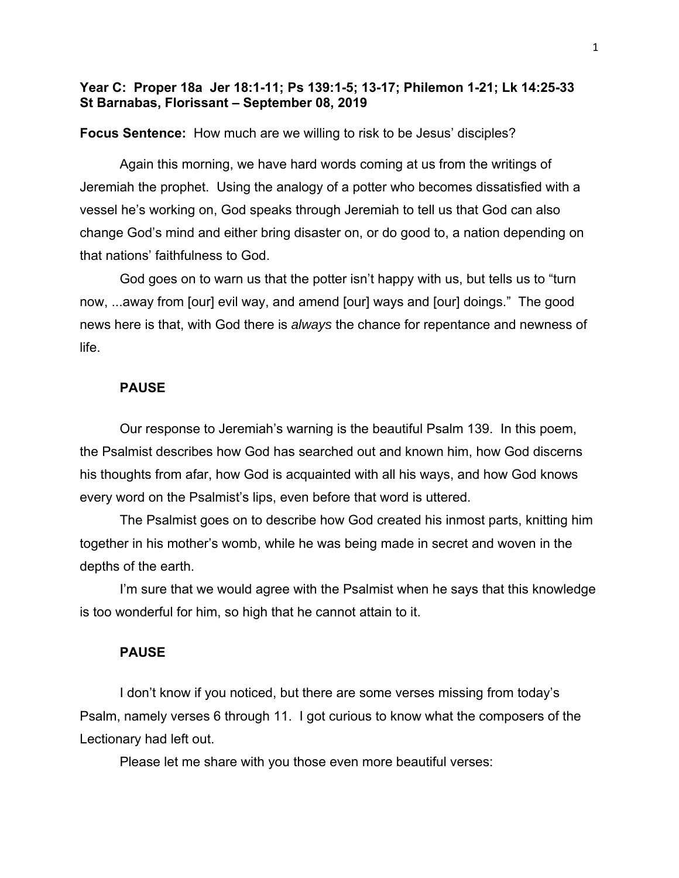**Year C: Proper 18a Jer 18:1-11; Ps 139:1-5; 13-17; Philemon 1-21; Lk 14:25-33**
**St Barnabas, Florissant – September 08, 2019**

**Focus Sentence:** How much are we willing to risk to be Jesus' disciples?

Again this morning, we have hard words coming at us from the writings of Jeremiah the prophet. Using the analogy of a potter who becomes dissatisfied with a vessel he's working on, God speaks through Jeremiah to tell us that God can also change God's mind and either bring disaster on, or do good to, a nation depending on that nations' faithfulness to God.

God goes on to warn us that the potter isn't happy with us, but tells us to "turn now, ...away from [our] evil way, and amend [our] ways and [our] doings." The good news here is that, with God there is *always* the chance for repentance and newness of life.

**PAUSE**

Our response to Jeremiah's warning is the beautiful Psalm 139. In this poem, the Psalmist describes how God has searched out and known him, how God discerns his thoughts from afar, how God is acquainted with all his ways, and how God knows every word on the Psalmist's lips, even before that word is uttered.

The Psalmist goes on to describe how God created his inmost parts, knitting him together in his mother's womb, while he was being made in secret and woven in the depths of the earth.

I'm sure that we would agree with the Psalmist when he says that this knowledge is too wonderful for him, so high that he cannot attain to it.

**PAUSE**

I don't know if you noticed, but there are some verses missing from today's Psalm, namely verses 6 through 11. I got curious to know what the composers of the Lectionary had left out.

Please let me share with you those even more beautiful verses: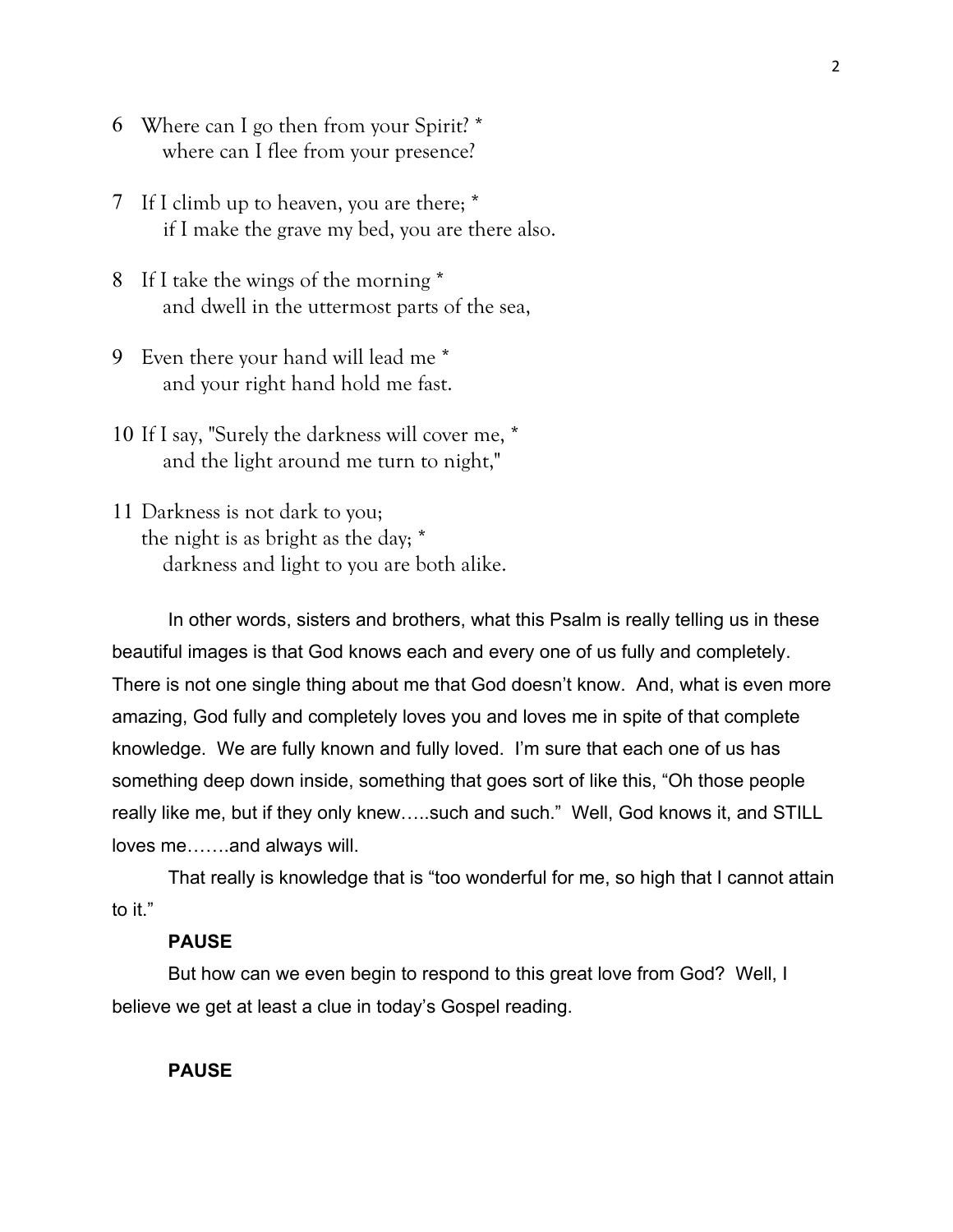6 Where can I go then from your Spirit? *
   where can I flee from your presence?

7 If I climb up to heaven, you are there; *
   if I make the grave my bed, you are there also.

8 If I take the wings of the morning *
   and dwell in the uttermost parts of the sea,

9 Even there your hand will lead me *
   and your right hand hold me fast.

10 If I say, "Surely the darkness will cover me, *
   and the light around me turn to night,"

11 Darkness is not dark to you;
   the night is as bright as the day; *
   darkness and light to you are both alike.

In other words, sisters and brothers, what this Psalm is really telling us in these beautiful images is that God knows each and every one of us fully and completely. There is not one single thing about me that God doesn't know. And, what is even more amazing, God fully and completely loves you and loves me in spite of that complete knowledge. We are fully known and fully loved. I'm sure that each one of us has something deep down inside, something that goes sort of like this, "Oh those people really like me, but if they only knew…..such and such." Well, God knows it, and STILL loves me…….and always will.

That really is knowledge that is "too wonderful for me, so high that I cannot attain to it."

**PAUSE**

But how can we even begin to respond to this great love from God? Well, I believe we get at least a clue in today's Gospel reading.

**PAUSE**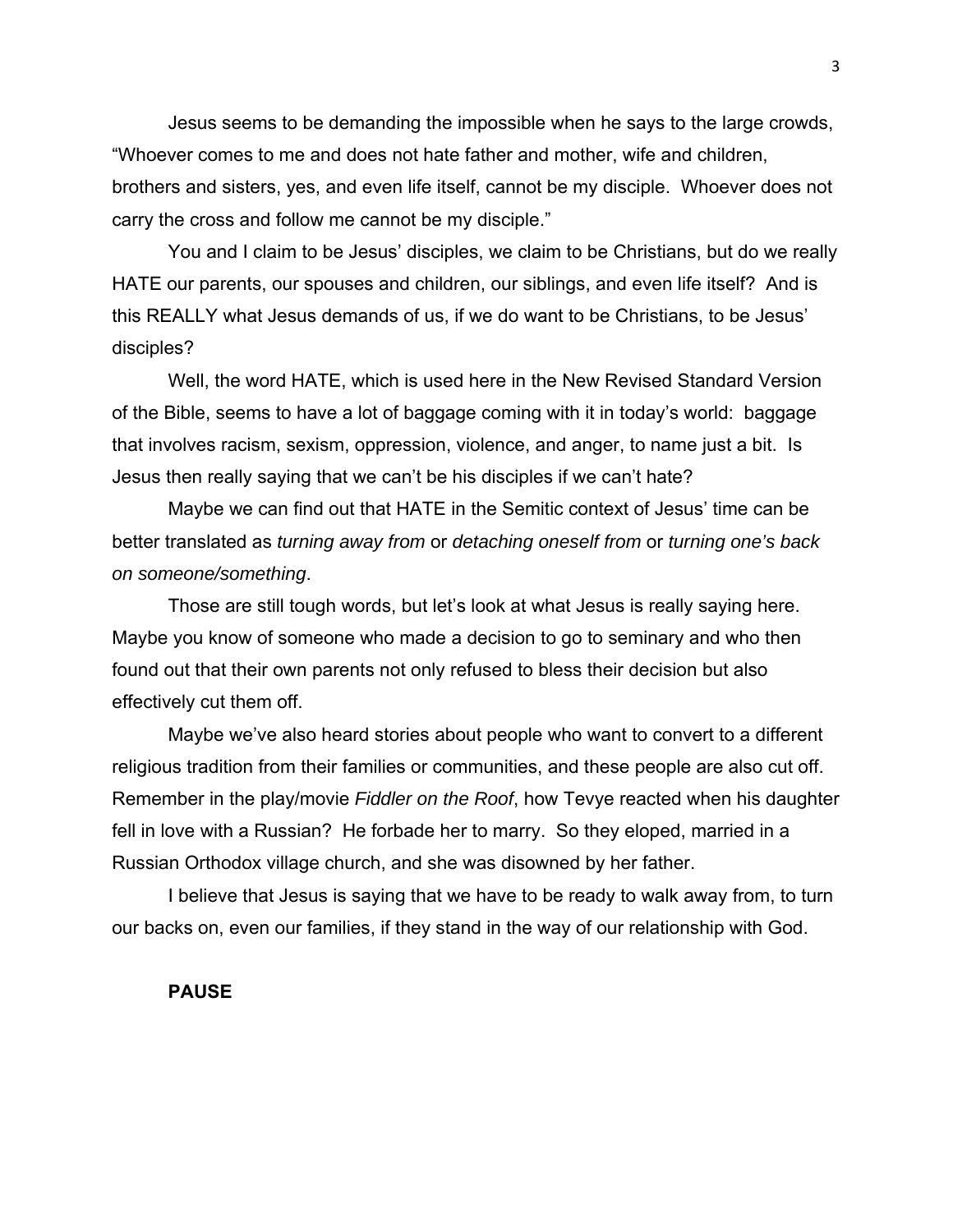Jesus seems to be demanding the impossible when he says to the large crowds, "Whoever comes to me and does not hate father and mother, wife and children, brothers and sisters, yes, and even life itself, cannot be my disciple. Whoever does not carry the cross and follow me cannot be my disciple."

You and I claim to be Jesus' disciples, we claim to be Christians, but do we really HATE our parents, our spouses and children, our siblings, and even life itself? And is this REALLY what Jesus demands of us, if we do want to be Christians, to be Jesus' disciples?

Well, the word HATE, which is used here in the New Revised Standard Version of the Bible, seems to have a lot of baggage coming with it in today's world: baggage that involves racism, sexism, oppression, violence, and anger, to name just a bit. Is Jesus then really saying that we can't be his disciples if we can't hate?

Maybe we can find out that HATE in the Semitic context of Jesus' time can be better translated as *turning away from* or *detaching oneself from* or *turning one's back on someone/something*.

Those are still tough words, but let's look at what Jesus is really saying here. Maybe you know of someone who made a decision to go to seminary and who then found out that their own parents not only refused to bless their decision but also effectively cut them off.

Maybe we've also heard stories about people who want to convert to a different religious tradition from their families or communities, and these people are also cut off. Remember in the play/movie *Fiddler on the Roof*, how Tevye reacted when his daughter fell in love with a Russian? He forbade her to marry. So they eloped, married in a Russian Orthodox village church, and she was disowned by her father.

I believe that Jesus is saying that we have to be ready to walk away from, to turn our backs on, even our families, if they stand in the way of our relationship with God.

**PAUSE**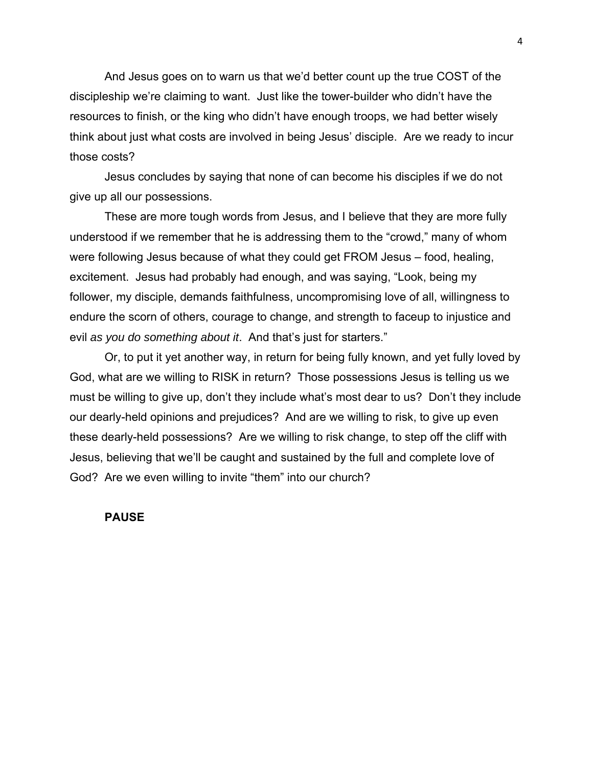And Jesus goes on to warn us that we'd better count up the true COST of the discipleship we're claiming to want. Just like the tower-builder who didn't have the resources to finish, or the king who didn't have enough troops, we had better wisely think about just what costs are involved in being Jesus' disciple. Are we ready to incur those costs?

Jesus concludes by saying that none of can become his disciples if we do not give up all our possessions.

These are more tough words from Jesus, and I believe that they are more fully understood if we remember that he is addressing them to the "crowd," many of whom were following Jesus because of what they could get FROM Jesus – food, healing, excitement. Jesus had probably had enough, and was saying, "Look, being my follower, my disciple, demands faithfulness, uncompromising love of all, willingness to endure the scorn of others, courage to change, and strength to faceup to injustice and evil *as you do something about it*. And that's just for starters."

Or, to put it yet another way, in return for being fully known, and yet fully loved by God, what are we willing to RISK in return? Those possessions Jesus is telling us we must be willing to give up, don't they include what's most dear to us? Don't they include our dearly-held opinions and prejudices? And are we willing to risk, to give up even these dearly-held possessions? Are we willing to risk change, to step off the cliff with Jesus, believing that we'll be caught and sustained by the full and complete love of God? Are we even willing to invite "them" into our church?

**PAUSE**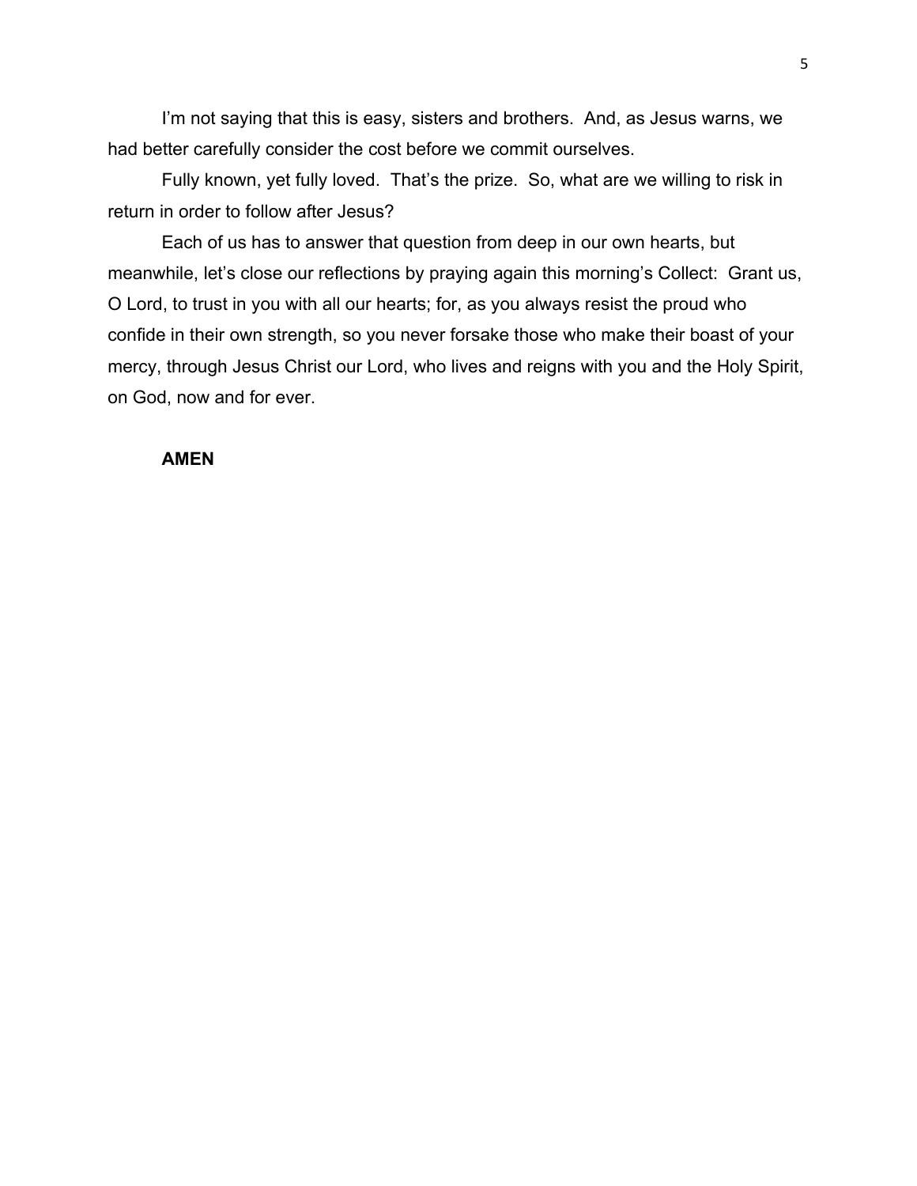I'm not saying that this is easy, sisters and brothers. And, as Jesus warns, we had better carefully consider the cost before we commit ourselves.

Fully known, yet fully loved. That's the prize. So, what are we willing to risk in return in order to follow after Jesus?

Each of us has to answer that question from deep in our own hearts, but meanwhile, let's close our reflections by praying again this morning's Collect: Grant us, O Lord, to trust in you with all our hearts; for, as you always resist the proud who confide in their own strength, so you never forsake those who make their boast of your mercy, through Jesus Christ our Lord, who lives and reigns with you and the Holy Spirit, on God, now and for ever.

**AMEN**